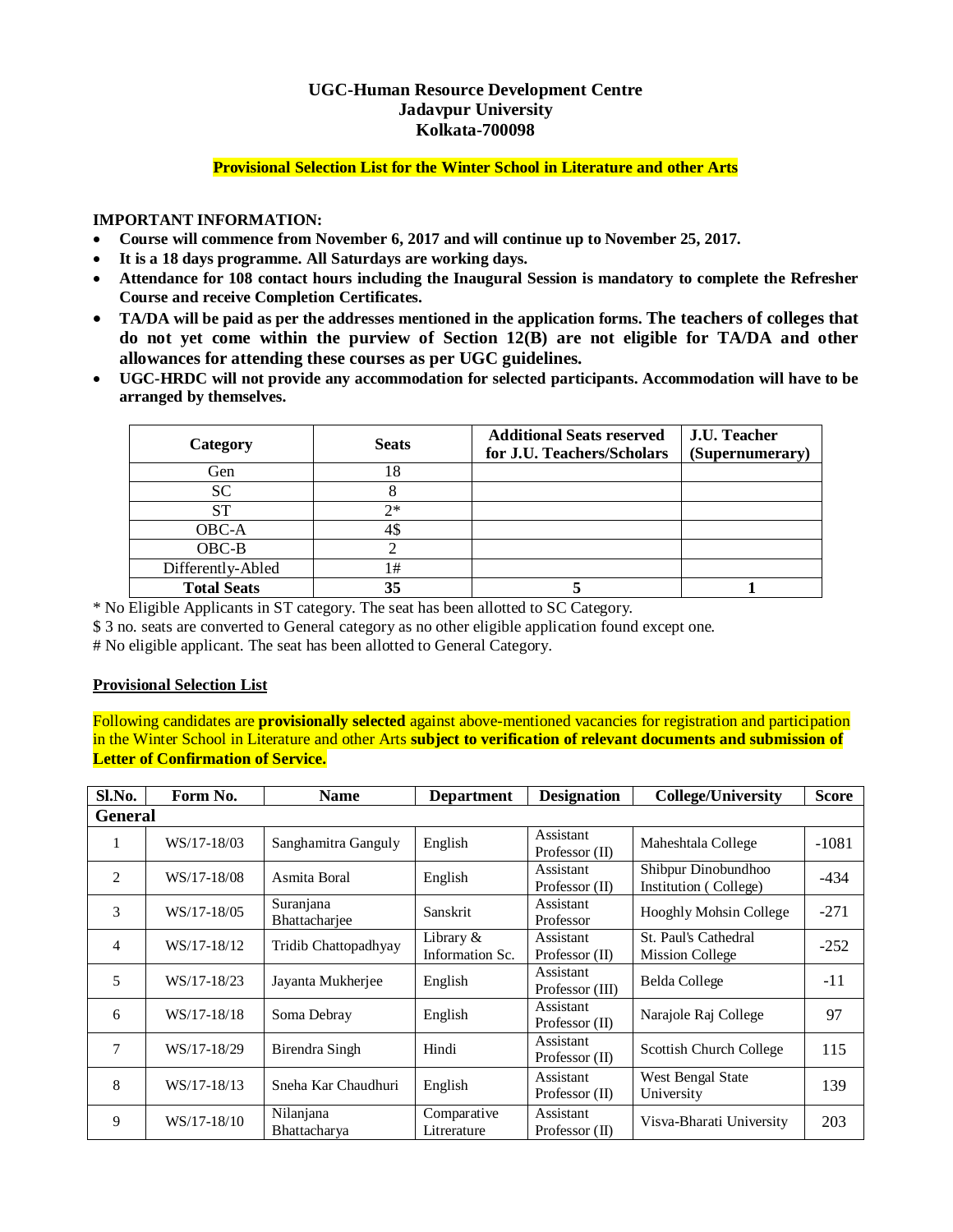**UGC-Human Resource Development Centre**
**Jadavpur University**
**Kolkata-700098**

**Provisional Selection List for the Winter School in Literature and other Arts**

**IMPORTANT INFORMATION:**

- **Course will commence from November 6, 2017 and will continue up to November 25, 2017.**
- **It is a 18 days programme. All Saturdays are working days.**
- **Attendance for 108 contact hours including the Inaugural Session is mandatory to complete the Refresher Course and receive Completion Certificates.**
- **TA/DA will be paid as per the addresses mentioned in the application forms. The teachers of colleges that do not yet come within the purview of Section 12(B) are not eligible for TA/DA and other allowances for attending these courses as per UGC guidelines.**
- **UGC-HRDC will not provide any accommodation for selected participants. Accommodation will have to be arranged by themselves.**

| Category | Seats | Additional Seats reserved for J.U. Teachers/Scholars | J.U. Teacher (Supernumerary) |
|---|---|---|---|
| Gen | 18 | | |
| SC | 8 | | |
| ST | 2* | | |
| OBC-A | 4$ | | |
| OBC-B | 2 | | |
| Differently-Abled | 1# | | |
| **Total Seats** | **35** | **5** | **1** |

* No Eligible Applicants in ST category. The seat has been allotted to SC Category.

$ 3 no. seats are converted to General category as no other eligible application found except one.

# No eligible applicant. The seat has been allotted to General Category.

**Provisional Selection List**

Following candidates are **provisionally selected** against above-mentioned vacancies for registration and participation in the Winter School in Literature and other Arts **subject to verification of relevant documents and submission of Letter of Confirmation of Service.**

| Sl.No. | Form No. | Name | Department | Designation | College/University | Score |
|---|---|---|---|---|---|---|
| **General** | | | | | | |
| 1 | WS/17-18/03 | Sanghamitra Ganguly | English | Assistant Professor (II) | Maheshtala College | -1081 |
| 2 | WS/17-18/08 | Asmita Boral | English | Assistant Professor (II) | Shibpur Dinobundhoo Institution ( College) | -434 |
| 3 | WS/17-18/05 | Suranjana Bhattacharjee | Sanskrit | Assistant Professor | Hooghly Mohsin College | -271 |
| 4 | WS/17-18/12 | Tridib Chattopadhyay | Library & Information Sc. | Assistant Professor (II) | St. Paul's Cathedral Mission College | -252 |
| 5 | WS/17-18/23 | Jayanta Mukherjee | English | Assistant Professor (III) | Belda College | -11 |
| 6 | WS/17-18/18 | Soma Debray | English | Assistant Professor (II) | Narajole Raj College | 97 |
| 7 | WS/17-18/29 | Birendra Singh | Hindi | Assistant Professor (II) | Scottish Church College | 115 |
| 8 | WS/17-18/13 | Sneha Kar Chaudhuri | English | Assistant Professor (II) | West Bengal State University | 139 |
| 9 | WS/17-18/10 | Nilanjana Bhattacharya | Comparative Litrerature | Assistant Professor (II) | Visva-Bharati University | 203 |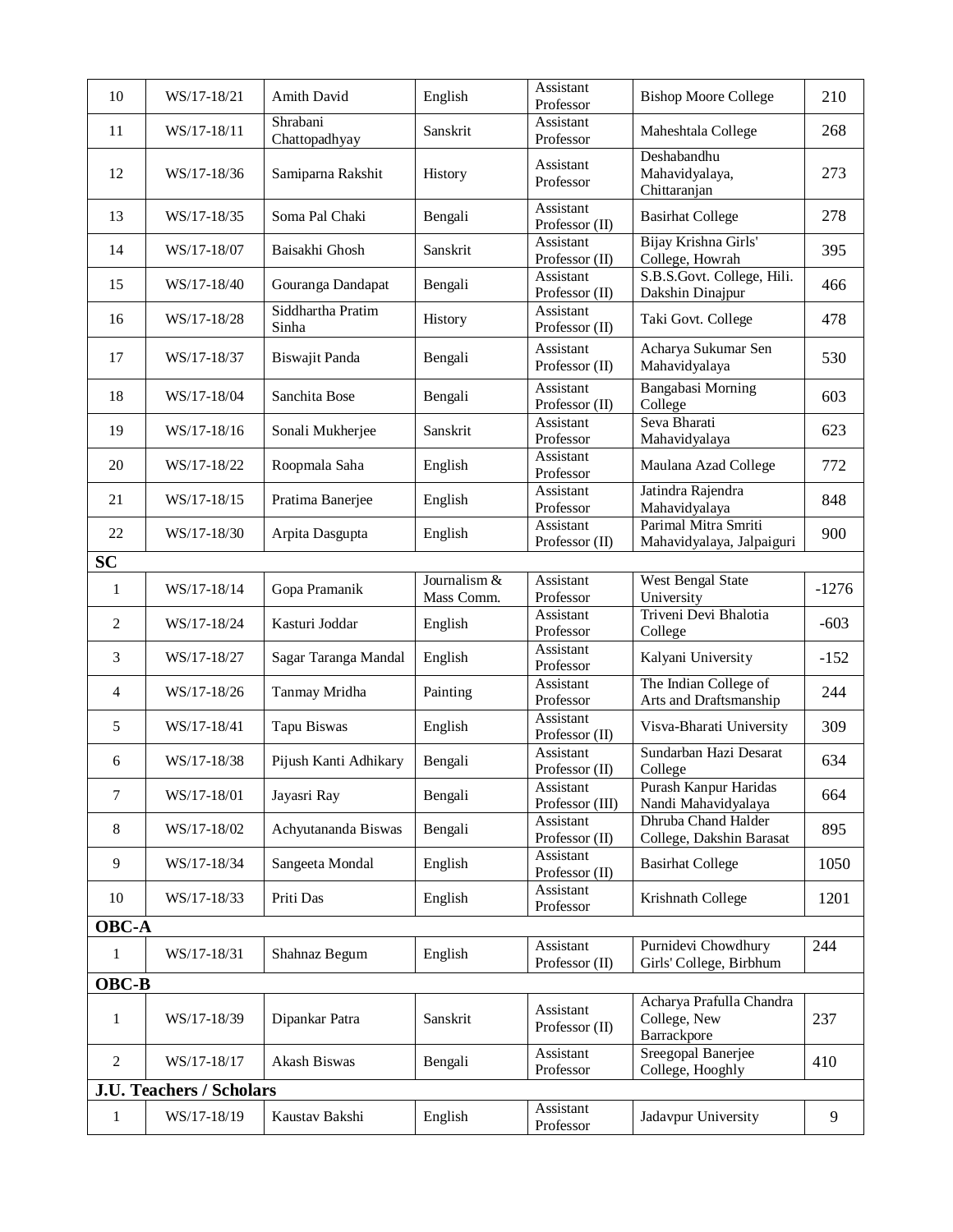| | | | | | | |
|---|---|---|---|---|---|---|
| 10 | WS/17-18/21 | Amith David | English | Assistant Professor | Bishop Moore College | 210 |
| 11 | WS/17-18/11 | Shrabani Chattopadhyay | Sanskrit | Assistant Professor | Maheshtala College | 268 |
| 12 | WS/17-18/36 | Samiparna Rakshit | History | Assistant Professor | Deshabandhu Mahavidyalaya, Chittaranjan | 273 |
| 13 | WS/17-18/35 | Soma Pal Chaki | Bengali | Assistant Professor (II) | Basirhat College | 278 |
| 14 | WS/17-18/07 | Baisakhi Ghosh | Sanskrit | Assistant Professor (II) | Bijay Krishna Girls' College, Howrah | 395 |
| 15 | WS/17-18/40 | Gouranga Dandapat | Bengali | Assistant Professor (II) | S.B.S.Govt. College, Hili. Dakshin Dinajpur | 466 |
| 16 | WS/17-18/28 | Siddhartha Pratim Sinha | History | Assistant Professor (II) | Taki Govt. College | 478 |
| 17 | WS/17-18/37 | Biswajit Panda | Bengali | Assistant Professor (II) | Acharya Sukumar Sen Mahavidyalaya | 530 |
| 18 | WS/17-18/04 | Sanchita Bose | Bengali | Assistant Professor (II) | Bangabasi Morning College | 603 |
| 19 | WS/17-18/16 | Sonali Mukherjee | Sanskrit | Assistant Professor | Seva Bharati Mahavidyalaya | 623 |
| 20 | WS/17-18/22 | Roopmala Saha | English | Assistant Professor | Maulana Azad College | 772 |
| 21 | WS/17-18/15 | Pratima Banerjee | English | Assistant Professor | Jatindra Rajendra Mahavidyalaya | 848 |
| 22 | WS/17-18/30 | Arpita Dasgupta | English | Assistant Professor (II) | Parimal Mitra Smriti Mahavidyalaya, Jalpaiguri | 900 |
| **SC** | | | | | | |
| 1 | WS/17-18/14 | Gopa Pramanik | Journalism & Mass Comm. | Assistant Professor | West Bengal State University | -1276 |
| 2 | WS/17-18/24 | Kasturi Joddar | English | Assistant Professor | Triveni Devi Bhalotia College | -603 |
| 3 | WS/17-18/27 | Sagar Taranga Mandal | English | Assistant Professor | Kalyani University | -152 |
| 4 | WS/17-18/26 | Tanmay Mridha | Painting | Assistant Professor | The Indian College of Arts and Draftsmanship | 244 |
| 5 | WS/17-18/41 | Tapu Biswas | English | Assistant Professor (II) | Visva-Bharati University | 309 |
| 6 | WS/17-18/38 | Pijush Kanti Adhikary | Bengali | Assistant Professor (II) | Sundarban Hazi Desarat College | 634 |
| 7 | WS/17-18/01 | Jayasri Ray | Bengali | Assistant Professor (III) | Purash Kanpur Haridas Nandi Mahavidyalaya | 664 |
| 8 | WS/17-18/02 | Achyutananda Biswas | Bengali | Assistant Professor (II) | Dhruba Chand Halder College, Dakshin Barasat | 895 |
| 9 | WS/17-18/34 | Sangeeta Mondal | English | Assistant Professor (II) | Basirhat College | 1050 |
| 10 | WS/17-18/33 | Priti Das | English | Assistant Professor | Krishnath College | 1201 |
| **OBC-A** | | | | | | |
| 1 | WS/17-18/31 | Shahnaz Begum | English | Assistant Professor (II) | Purnidevi Chowdhury Girls' College, Birbhum | 244 |
| **OBC-B** | | | | | | |
| 1 | WS/17-18/39 | Dipankar Patra | Sanskrit | Assistant Professor (II) | Acharya Prafulla Chandra College, New Barrackpore | 237 |
| 2 | WS/17-18/17 | Akash Biswas | Bengali | Assistant Professor | Sreegopal Banerjee College, Hooghly | 410 |
| **J.U. Teachers / Scholars** | | | | | | |
| 1 | WS/17-18/19 | Kaustav Bakshi | English | Assistant Professor | Jadavpur University | 9 |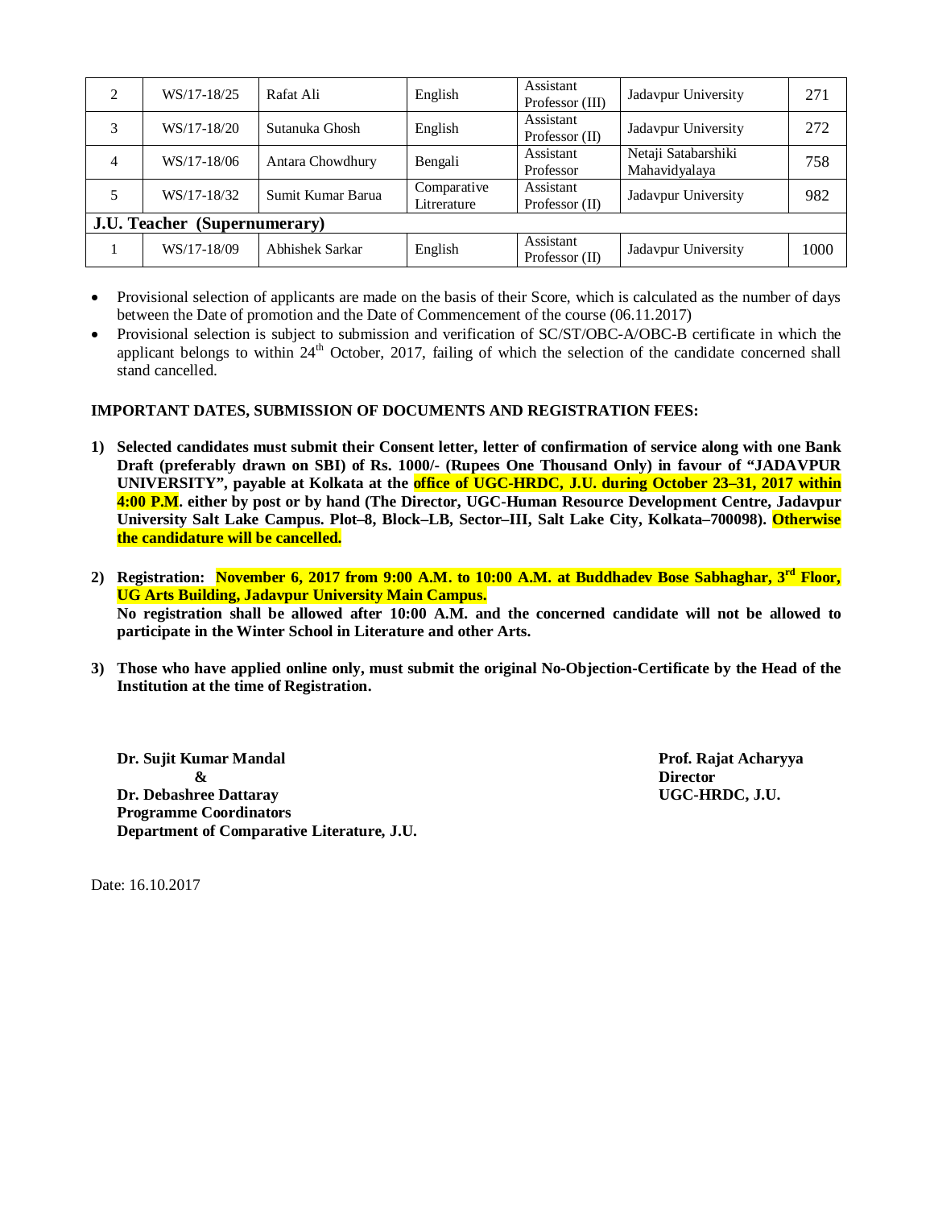| | | | | | | |
|---|---|---|---|---|---|---|
| 2 | WS/17-18/25 | Rafat Ali | English | Assistant Professor (III) | Jadavpur University | 271 |
| 3 | WS/17-18/20 | Sutanuka Ghosh | English | Assistant Professor (II) | Jadavpur University | 272 |
| 4 | WS/17-18/06 | Antara Chowdhury | Bengali | Assistant Professor | Netaji Satabarshiki Mahavidyalaya | 758 |
| 5 | WS/17-18/32 | Sumit Kumar Barua | Comparative Litrerature | Assistant Professor (II) | Jadavpur University | 982 |
| **J.U. Teacher (Supernumerary)** | | | | | | |
| 1 | WS/17-18/09 | Abhishek Sarkar | English | Assistant Professor (II) | Jadavpur University | 1000 |

- Provisional selection of applicants are made on the basis of their Score, which is calculated as the number of days between the Date of promotion and the Date of Commencement of the course (06.11.2017)
- Provisional selection is subject to submission and verification of SC/ST/OBC-A/OBC-B certificate in which the applicant belongs to within 24th October, 2017, failing of which the selection of the candidate concerned shall stand cancelled.

**IMPORTANT DATES, SUBMISSION OF DOCUMENTS AND REGISTRATION FEES:**

1) **Selected candidates must submit their Consent letter, letter of confirmation of service along with one Bank Draft (preferably drawn on SBI) of Rs. 1000/- (Rupees One Thousand Only) in favour of "JADAVPUR UNIVERSITY", payable at Kolkata at the office of UGC-HRDC, J.U. during October 23–31, 2017 within 4:00 P.M. either by post or by hand (The Director, UGC-Human Resource Development Centre, Jadavpur University Salt Lake Campus. Plot–8, Block–LB, Sector–III, Salt Lake City, Kolkata–700098). Otherwise the candidature will be cancelled.**

2) **Registration: November 6, 2017 from 9:00 A.M. to 10:00 A.M. at Buddhadev Bose Sabhaghar, 3rd Floor, UG Arts Building, Jadavpur University Main Campus.**
**No registration shall be allowed after 10:00 A.M. and the concerned candidate will not be allowed to participate in the Winter School in Literature and other Arts.**

3) **Those who have applied online only, must submit the original No-Objection-Certificate by the Head of the Institution at the time of Registration.**

**Dr. Sujit Kumar Mandal**
**&**
**Dr. Debashree Dattaray**
**Programme Coordinators**
**Department of Comparative Literature, J.U.**

**Prof. Rajat Acharyya**
**Director**
**UGC-HRDC, J.U.**

Date: 16.10.2017